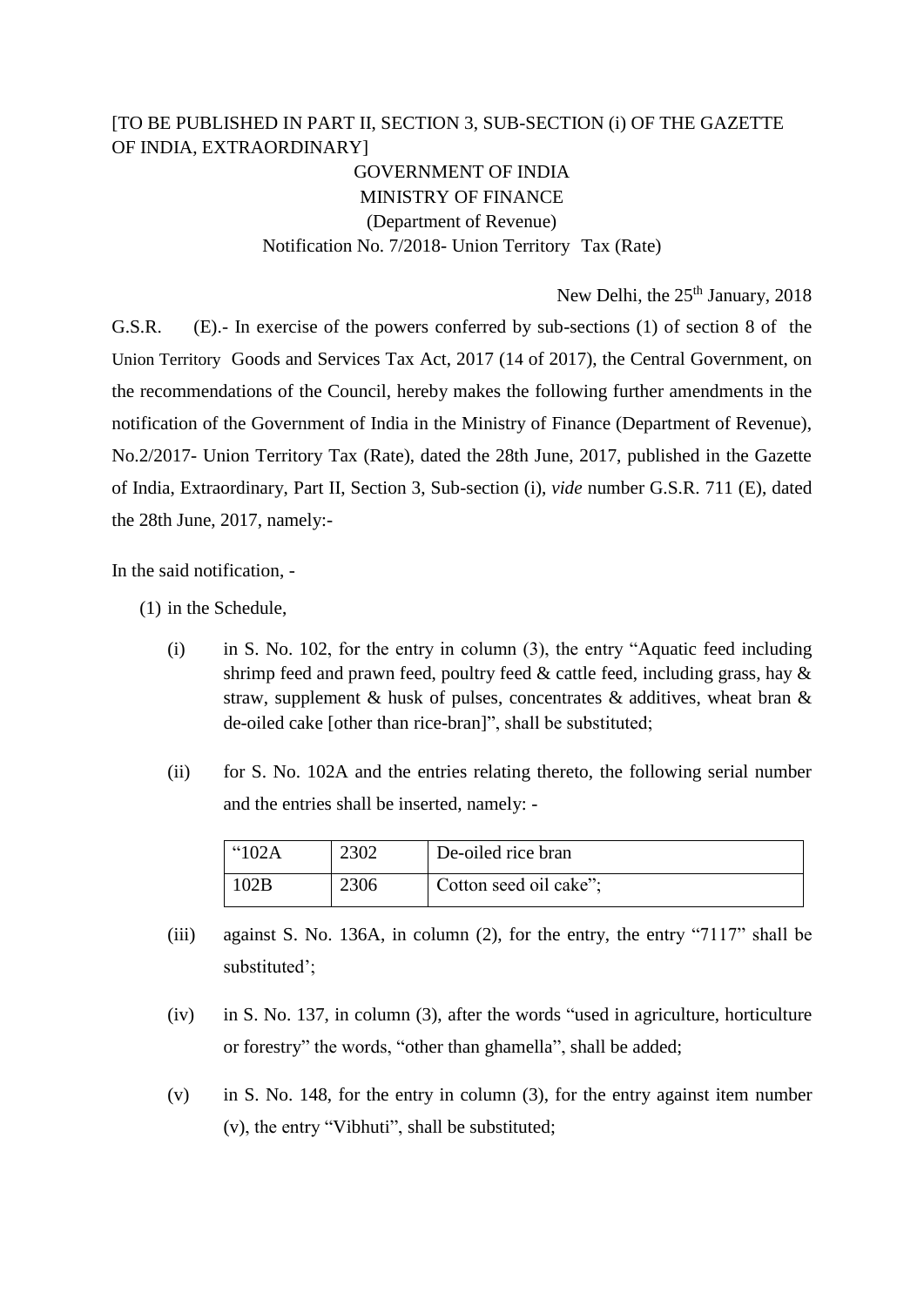[TO BE PUBLISHED IN PART II, SECTION 3, SUB-SECTION (i) OF THE GAZETTE OF INDIA, EXTRAORDINARY]

GOVERNMENT OF INDIA
MINISTRY OF FINANCE
(Department of Revenue)
Notification No. 7/2018- Union Territory Tax (Rate)

New Delhi, the 25th January, 2018

G.S.R. (E).- In exercise of the powers conferred by sub-sections (1) of section 8 of the Union Territory Goods and Services Tax Act, 2017 (14 of 2017), the Central Government, on the recommendations of the Council, hereby makes the following further amendments in the notification of the Government of India in the Ministry of Finance (Department of Revenue), No.2/2017- Union Territory Tax (Rate), dated the 28th June, 2017, published in the Gazette of India, Extraordinary, Part II, Section 3, Sub-section (i), *vide* number G.S.R. 711 (E), dated the 28th June, 2017, namely:-

In the said notification, -

(1) in the Schedule,

(i) in S. No. 102, for the entry in column (3), the entry "Aquatic feed including shrimp feed and prawn feed, poultry feed & cattle feed, including grass, hay & straw, supplement & husk of pulses, concentrates & additives, wheat bran & de-oiled cake [other than rice-bran]", shall be substituted;

(ii) for S. No. 102A and the entries relating thereto, the following serial number and the entries shall be inserted, namely: -

| "102A | 2302 | De-oiled rice bran |
|---|---|---|
| 102B | 2306 | Cotton seed oil cake"; |

(iii) against S. No. 136A, in column (2), for the entry, the entry "7117" shall be substituted';

(iv) in S. No. 137, in column (3), after the words "used in agriculture, horticulture or forestry" the words, "other than ghamella", shall be added;

(v) in S. No. 148, for the entry in column (3), for the entry against item number (v), the entry "Vibhuti", shall be substituted;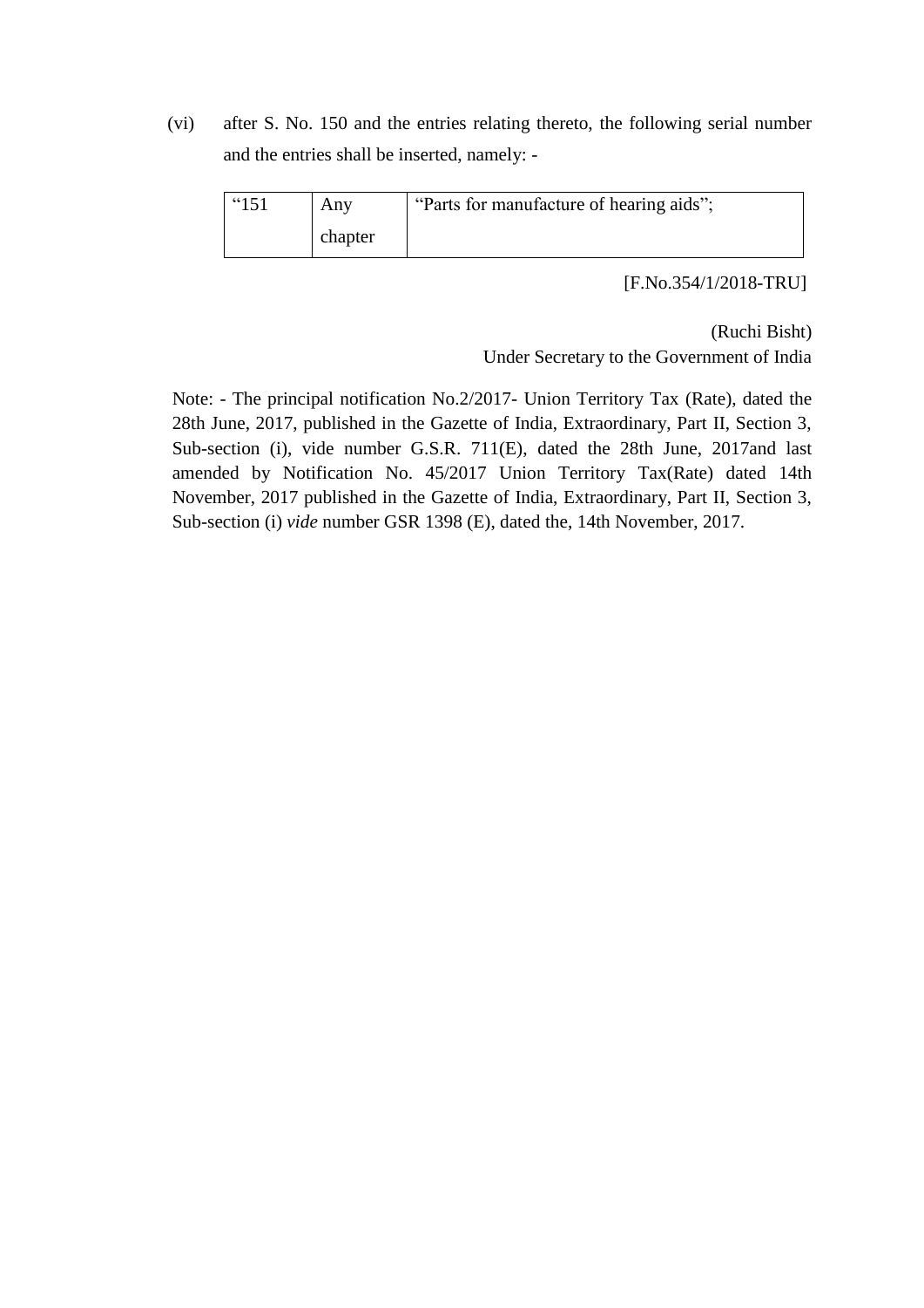(vi) after S. No. 150 and the entries relating thereto, the following serial number and the entries shall be inserted, namely: -

| | | |
|---|---|---|
| “151 | Any chapter | “Parts for manufacture of hearing aids”; |

[F.No.354/1/2018-TRU]

(Ruchi Bisht)
Under Secretary to the Government of India

Note: - The principal notification No.2/2017- Union Territory Tax (Rate), dated the 28th June, 2017, published in the Gazette of India, Extraordinary, Part II, Section 3, Sub-section (i), vide number G.S.R. 711(E), dated the 28th June, 2017and last amended by Notification No. 45/2017 Union Territory Tax(Rate) dated 14th November, 2017 published in the Gazette of India, Extraordinary, Part II, Section 3, Sub-section (i) *vide* number GSR 1398 (E), dated the, 14th November, 2017.